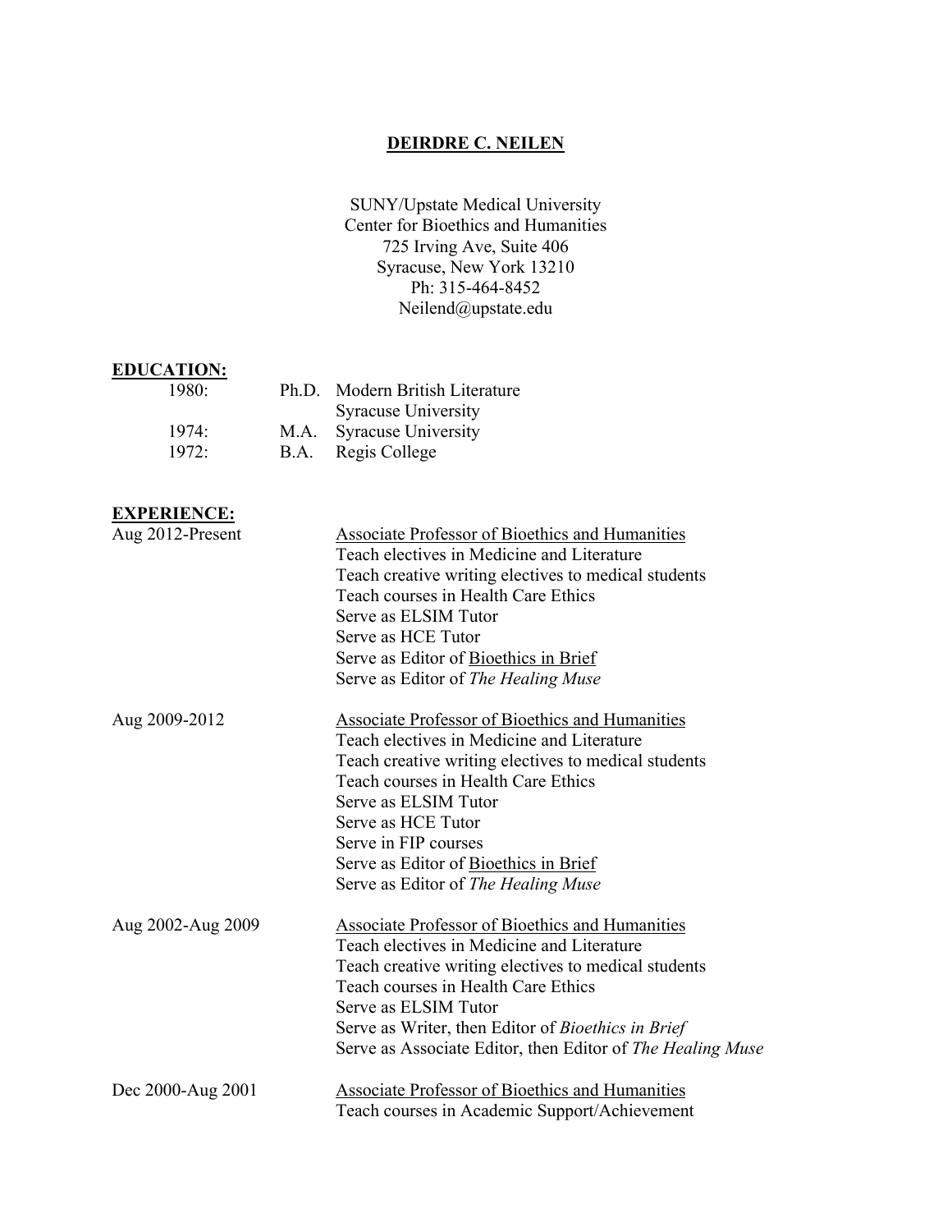# DEIRDRE C. NEILEN

SUNY/Upstate Medical University
Center for Bioethics and Humanities
725 Irving Ave, Suite 406
Syracuse, New York 13210
Ph: 315-464-8452
Neilend@upstate.edu

## EDUCATION:

| | | |
|---|---|---|
| 1980: | Ph.D. | Modern British Literature<br>Syracuse University |
| 1974: | M.A. | Syracuse University |
| 1972: | B.A. | Regis College |

## EXPERIENCE:

**Aug 2012-Present**

Associate Professor of Bioethics and Humanities
- Teach electives in Medicine and Literature
- Teach creative writing electives to medical students
- Teach courses in Health Care Ethics
- Serve as ELSIM Tutor
- Serve as HCE Tutor
- Serve as Editor of Bioethics in Brief
- Serve as Editor of *The Healing Muse*

**Aug 2009-2012**

Associate Professor of Bioethics and Humanities
- Teach electives in Medicine and Literature
- Teach creative writing electives to medical students
- Teach courses in Health Care Ethics
- Serve as ELSIM Tutor
- Serve as HCE Tutor
- Serve in FIP courses
- Serve as Editor of Bioethics in Brief
- Serve as Editor of *The Healing Muse*

**Aug 2002-Aug 2009**

Associate Professor of Bioethics and Humanities
- Teach electives in Medicine and Literature
- Teach creative writing electives to medical students
- Teach courses in Health Care Ethics
- Serve as ELSIM Tutor
- Serve as Writer, then Editor of *Bioethics in Brief*
- Serve as Associate Editor, then Editor of *The Healing Muse*

**Dec 2000-Aug 2001**

Associate Professor of Bioethics and Humanities
- Teach courses in Academic Support/Achievement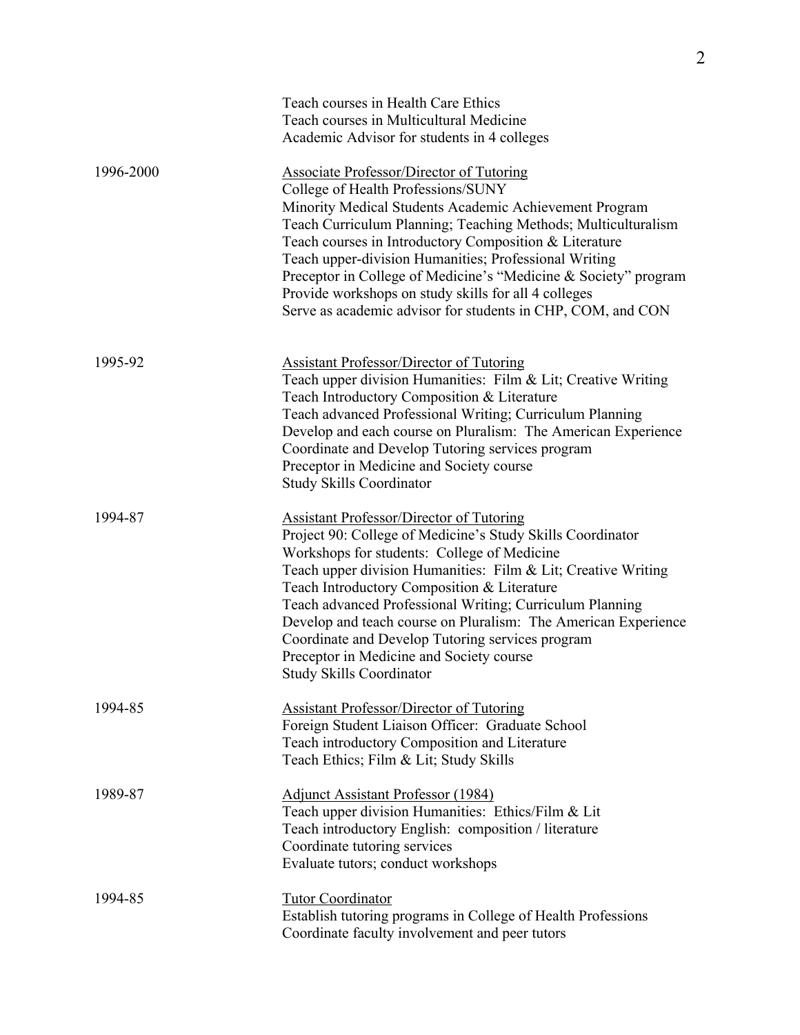Teach courses in Health Care Ethics
Teach courses in Multicultural Medicine
Academic Advisor for students in 4 colleges

**1996-2000**

Associate Professor/Director of Tutoring
College of Health Professions/SUNY
Minority Medical Students Academic Achievement Program
Teach Curriculum Planning; Teaching Methods; Multiculturalism
Teach courses in Introductory Composition & Literature
Teach upper-division Humanities; Professional Writing
Preceptor in College of Medicine's "Medicine & Society" program
Provide workshops on study skills for all 4 colleges
Serve as academic advisor for students in CHP, COM, and CON

**1995-92**

Assistant Professor/Director of Tutoring
Teach upper division Humanities: Film & Lit; Creative Writing
Teach Introductory Composition & Literature
Teach advanced Professional Writing; Curriculum Planning
Develop and each course on Pluralism: The American Experience
Coordinate and Develop Tutoring services program
Preceptor in Medicine and Society course
Study Skills Coordinator

**1994-87**

Assistant Professor/Director of Tutoring
Project 90: College of Medicine's Study Skills Coordinator
Workshops for students: College of Medicine
Teach upper division Humanities: Film & Lit; Creative Writing
Teach Introductory Composition & Literature
Teach advanced Professional Writing; Curriculum Planning
Develop and teach course on Pluralism: The American Experience
Coordinate and Develop Tutoring services program
Preceptor in Medicine and Society course
Study Skills Coordinator

**1994-85**

Assistant Professor/Director of Tutoring
Foreign Student Liaison Officer: Graduate School
Teach introductory Composition and Literature
Teach Ethics; Film & Lit; Study Skills

**1989-87**

Adjunct Assistant Professor (1984)
Teach upper division Humanities: Ethics/Film & Lit
Teach introductory English: composition / literature
Coordinate tutoring services
Evaluate tutors; conduct workshops

**1994-85**

Tutor Coordinator
Establish tutoring programs in College of Health Professions
Coordinate faculty involvement and peer tutors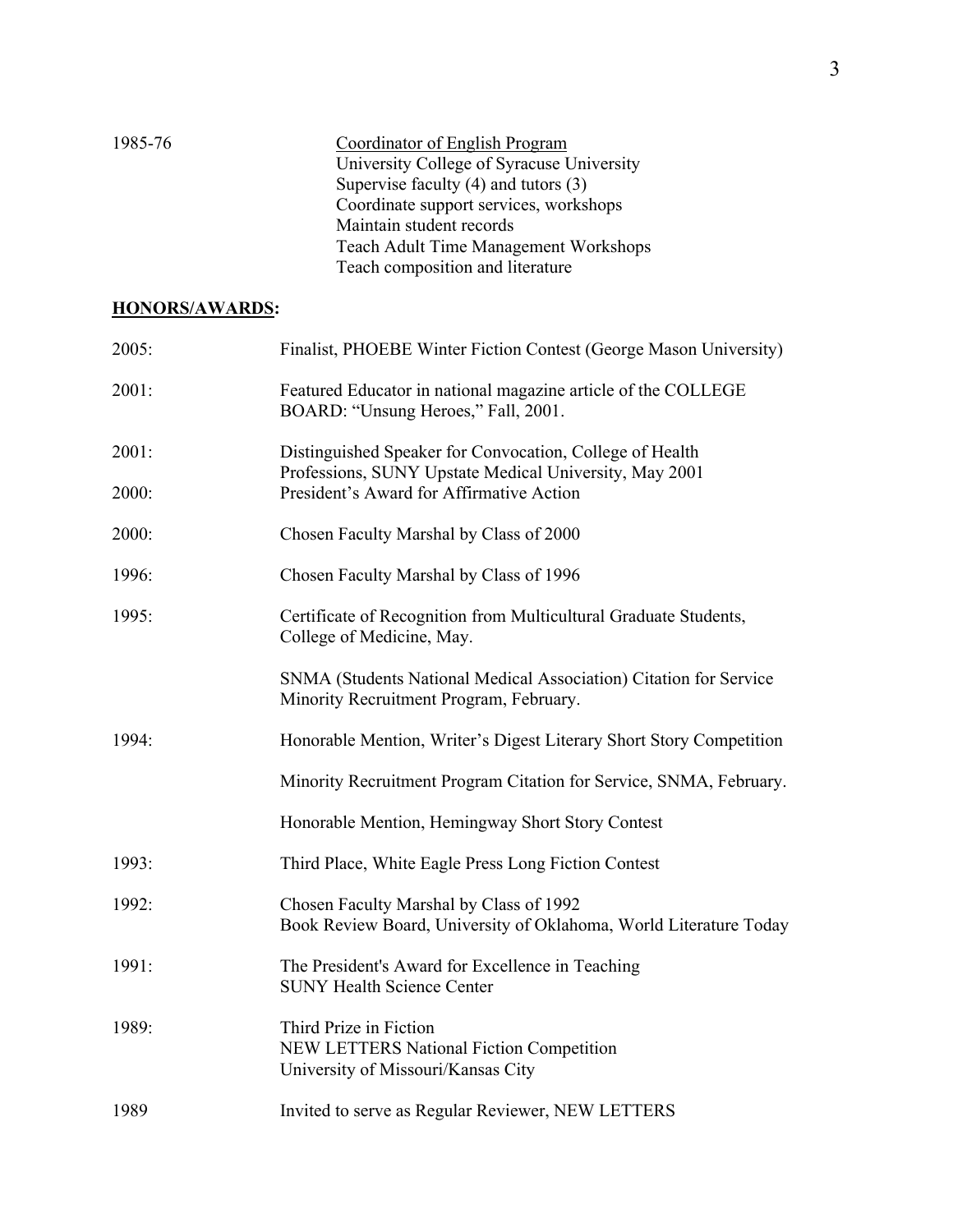1985-76 &nbsp;&nbsp;&nbsp;&nbsp; <u>Coordinator of English Program</u>
University College of Syracuse University
Supervise faculty (4) and tutors (3)
Coordinate support services, workshops
Maintain student records
Teach Adult Time Management Workshops
Teach composition and literature

## **<u>HONORS/AWARDS</u>:**

2005: Finalist, PHOEBE Winter Fiction Contest (George Mason University)

2001: Featured Educator in national magazine article of the COLLEGE BOARD: "Unsung Heroes," Fall, 2001.

2001: Distinguished Speaker for Convocation, College of Health Professions, SUNY Upstate Medical University, May 2001

2000: President's Award for Affirmative Action

2000: Chosen Faculty Marshal by Class of 2000

1996: Chosen Faculty Marshal by Class of 1996

1995: Certificate of Recognition from Multicultural Graduate Students, College of Medicine, May.

SNMA (Students National Medical Association) Citation for Service Minority Recruitment Program, February.

1994: Honorable Mention, Writer's Digest Literary Short Story Competition

Minority Recruitment Program Citation for Service, SNMA, February.

Honorable Mention, Hemingway Short Story Contest

1993: Third Place, White Eagle Press Long Fiction Contest

1992: Chosen Faculty Marshal by Class of 1992
Book Review Board, University of Oklahoma, World Literature Today

1991: The President's Award for Excellence in Teaching
SUNY Health Science Center

1989: Third Prize in Fiction
NEW LETTERS National Fiction Competition
University of Missouri/Kansas City

1989 Invited to serve as Regular Reviewer, NEW LETTERS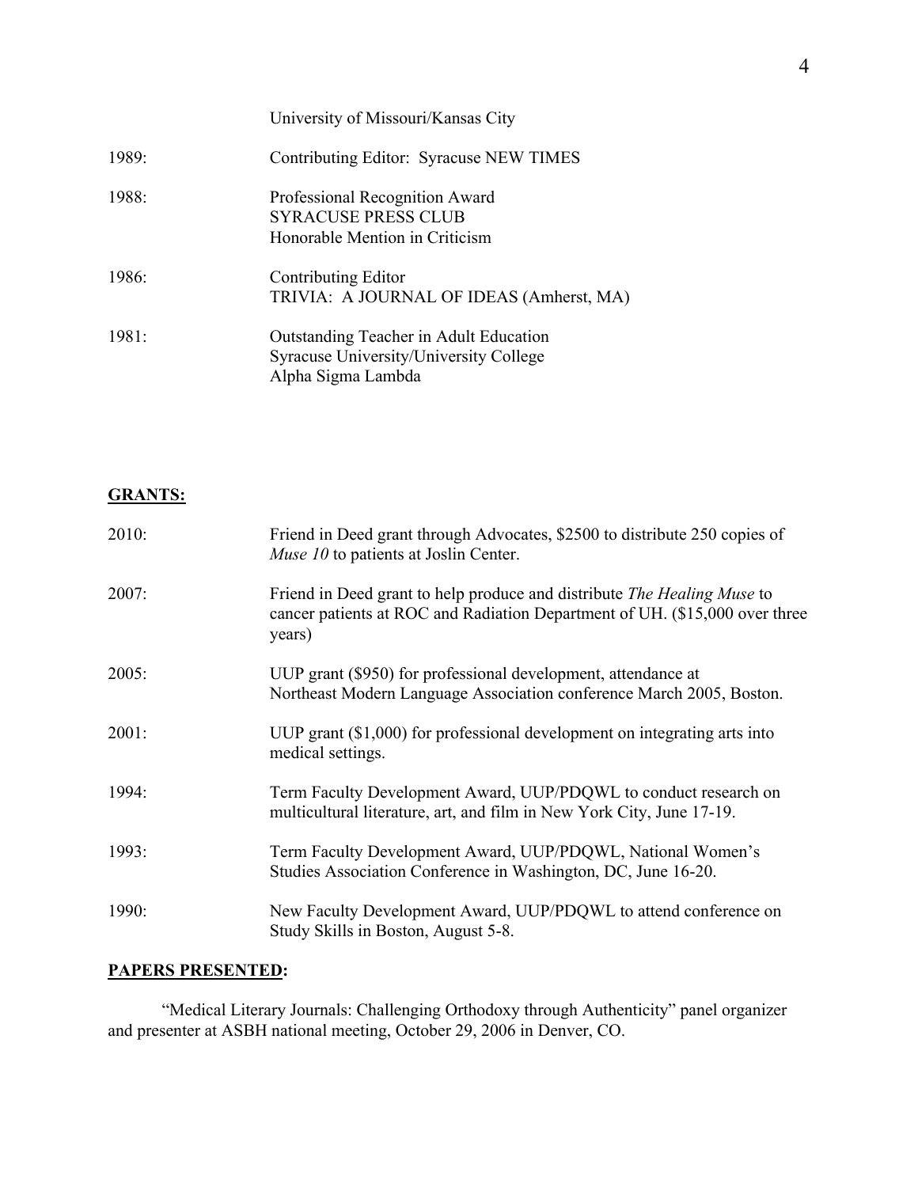University of Missouri/Kansas City

1989: Contributing Editor: Syracuse NEW TIMES

1988: Professional Recognition Award
SYRACUSE PRESS CLUB
Honorable Mention in Criticism

1986: Contributing Editor
TRIVIA: A JOURNAL OF IDEAS (Amherst, MA)

1981: Outstanding Teacher in Adult Education
Syracuse University/University College
Alpha Sigma Lambda

## GRANTS:

2010: Friend in Deed grant through Advocates, $2500 to distribute 250 copies of *Muse 10* to patients at Joslin Center.

2007: Friend in Deed grant to help produce and distribute *The Healing Muse* to cancer patients at ROC and Radiation Department of UH. ($15,000 over three years)

2005: UUP grant ($950) for professional development, attendance at Northeast Modern Language Association conference March 2005, Boston.

2001: UUP grant ($1,000) for professional development on integrating arts into medical settings.

1994: Term Faculty Development Award, UUP/PDQWL to conduct research on multicultural literature, art, and film in New York City, June 17-19.

1993: Term Faculty Development Award, UUP/PDQWL, National Women's Studies Association Conference in Washington, DC, June 16-20.

1990: New Faculty Development Award, UUP/PDQWL to attend conference on Study Skills in Boston, August 5-8.

## PAPERS PRESENTED:

"Medical Literary Journals: Challenging Orthodoxy through Authenticity" panel organizer and presenter at ASBH national meeting, October 29, 2006 in Denver, CO.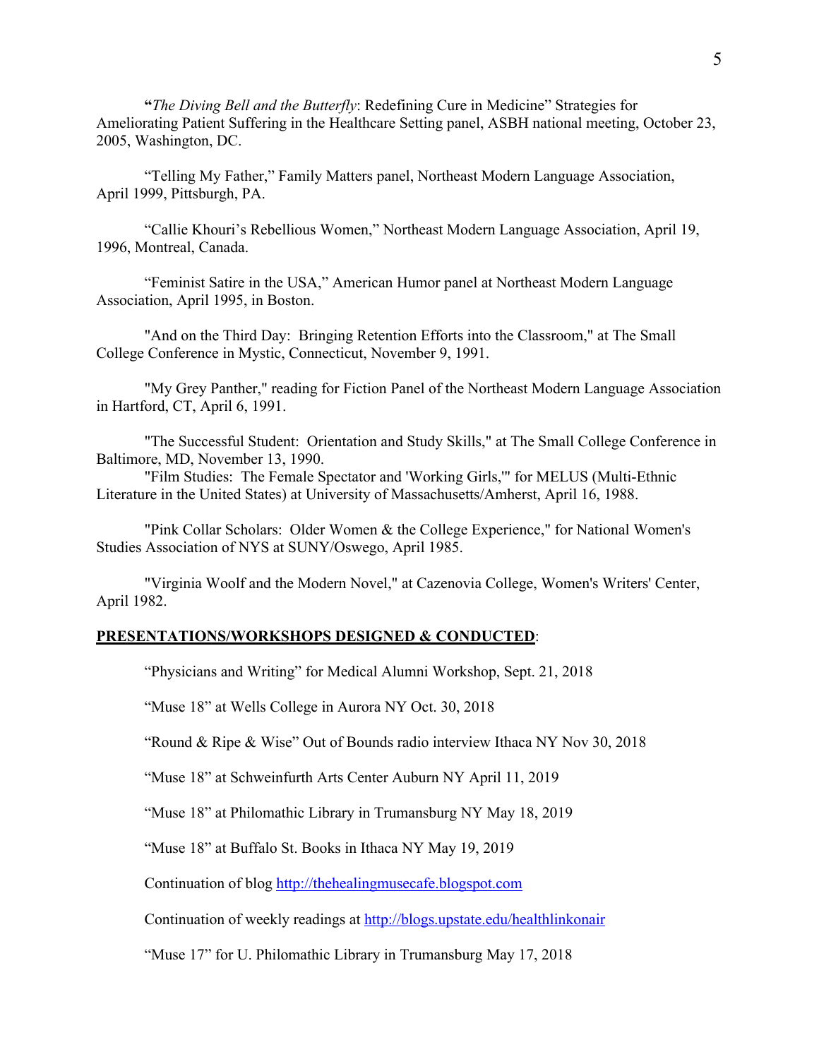"*The Diving Bell and the Butterfly*: Redefining Cure in Medicine" Strategies for Ameliorating Patient Suffering in the Healthcare Setting panel, ASBH national meeting, October 23, 2005, Washington, DC.

"Telling My Father," Family Matters panel, Northeast Modern Language Association, April 1999, Pittsburgh, PA.

"Callie Khouri's Rebellious Women," Northeast Modern Language Association, April 19, 1996, Montreal, Canada.

"Feminist Satire in the USA," American Humor panel at Northeast Modern Language Association, April 1995, in Boston.

"And on the Third Day: Bringing Retention Efforts into the Classroom," at The Small College Conference in Mystic, Connecticut, November 9, 1991.

"My Grey Panther," reading for Fiction Panel of the Northeast Modern Language Association in Hartford, CT, April 6, 1991.

"The Successful Student: Orientation and Study Skills," at The Small College Conference in Baltimore, MD, November 13, 1990.

"Film Studies: The Female Spectator and 'Working Girls,'" for MELUS (Multi-Ethnic Literature in the United States) at University of Massachusetts/Amherst, April 16, 1988.

"Pink Collar Scholars: Older Women & the College Experience," for National Women's Studies Association of NYS at SUNY/Oswego, April 1985.

"Virginia Woolf and the Modern Novel," at Cazenovia College, Women's Writers' Center, April 1982.

**PRESENTATIONS/WORKSHOPS DESIGNED & CONDUCTED**:

"Physicians and Writing" for Medical Alumni Workshop, Sept. 21, 2018

"Muse 18" at Wells College in Aurora NY Oct. 30, 2018

"Round & Ripe & Wise" Out of Bounds radio interview Ithaca NY Nov 30, 2018

"Muse 18" at Schweinfurth Arts Center Auburn NY April 11, 2019

"Muse 18" at Philomathic Library in Trumansburg NY May 18, 2019

"Muse 18" at Buffalo St. Books in Ithaca NY May 19, 2019

Continuation of blog http://thehealingmusecafe.blogspot.com

Continuation of weekly readings at http://blogs.upstate.edu/healthlinkonair

"Muse 17" for U. Philomathic Library in Trumansburg May 17, 2018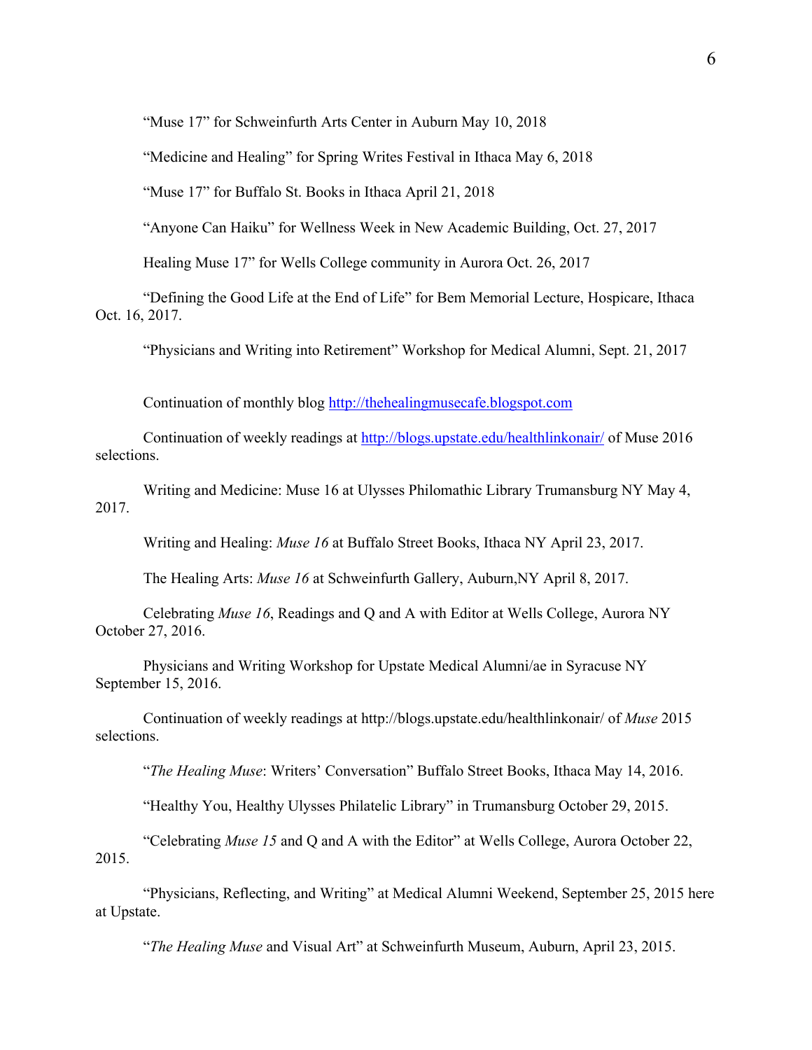"Muse 17" for Schweinfurth Arts Center in Auburn May 10, 2018

"Medicine and Healing" for Spring Writes Festival in Ithaca May 6, 2018

"Muse 17" for Buffalo St. Books in Ithaca April 21, 2018

"Anyone Can Haiku" for Wellness Week in New Academic Building, Oct. 27, 2017

Healing Muse 17" for Wells College community in Aurora Oct. 26, 2017

"Defining the Good Life at the End of Life" for Bem Memorial Lecture, Hospicare, Ithaca Oct. 16, 2017.

"Physicians and Writing into Retirement" Workshop for Medical Alumni, Sept. 21, 2017

Continuation of monthly blog [http://thehealingmusecafe.blogspot.com](http://thehealingmusecafe.blogspot.com)

Continuation of weekly readings at [http://blogs.upstate.edu/healthlinkonair/](http://blogs.upstate.edu/healthlinkonair/) of Muse 2016 selections.

Writing and Medicine: Muse 16 at Ulysses Philomathic Library Trumansburg NY May 4, 2017.

Writing and Healing: *Muse 16* at Buffalo Street Books, Ithaca NY April 23, 2017.

The Healing Arts: *Muse 16* at Schweinfurth Gallery, Auburn,NY April 8, 2017.

Celebrating *Muse 16*, Readings and Q and A with Editor at Wells College, Aurora NY October 27, 2016.

Physicians and Writing Workshop for Upstate Medical Alumni/ae in Syracuse NY September 15, 2016.

Continuation of weekly readings at http://blogs.upstate.edu/healthlinkonair/ of *Muse* 2015 selections.

"*The Healing Muse*: Writers' Conversation" Buffalo Street Books, Ithaca May 14, 2016.

"Healthy You, Healthy Ulysses Philatelic Library" in Trumansburg October 29, 2015.

"Celebrating *Muse 15* and Q and A with the Editor" at Wells College, Aurora October 22, 2015.

"Physicians, Reflecting, and Writing" at Medical Alumni Weekend, September 25, 2015 here at Upstate.

"*The Healing Muse* and Visual Art" at Schweinfurth Museum, Auburn, April 23, 2015.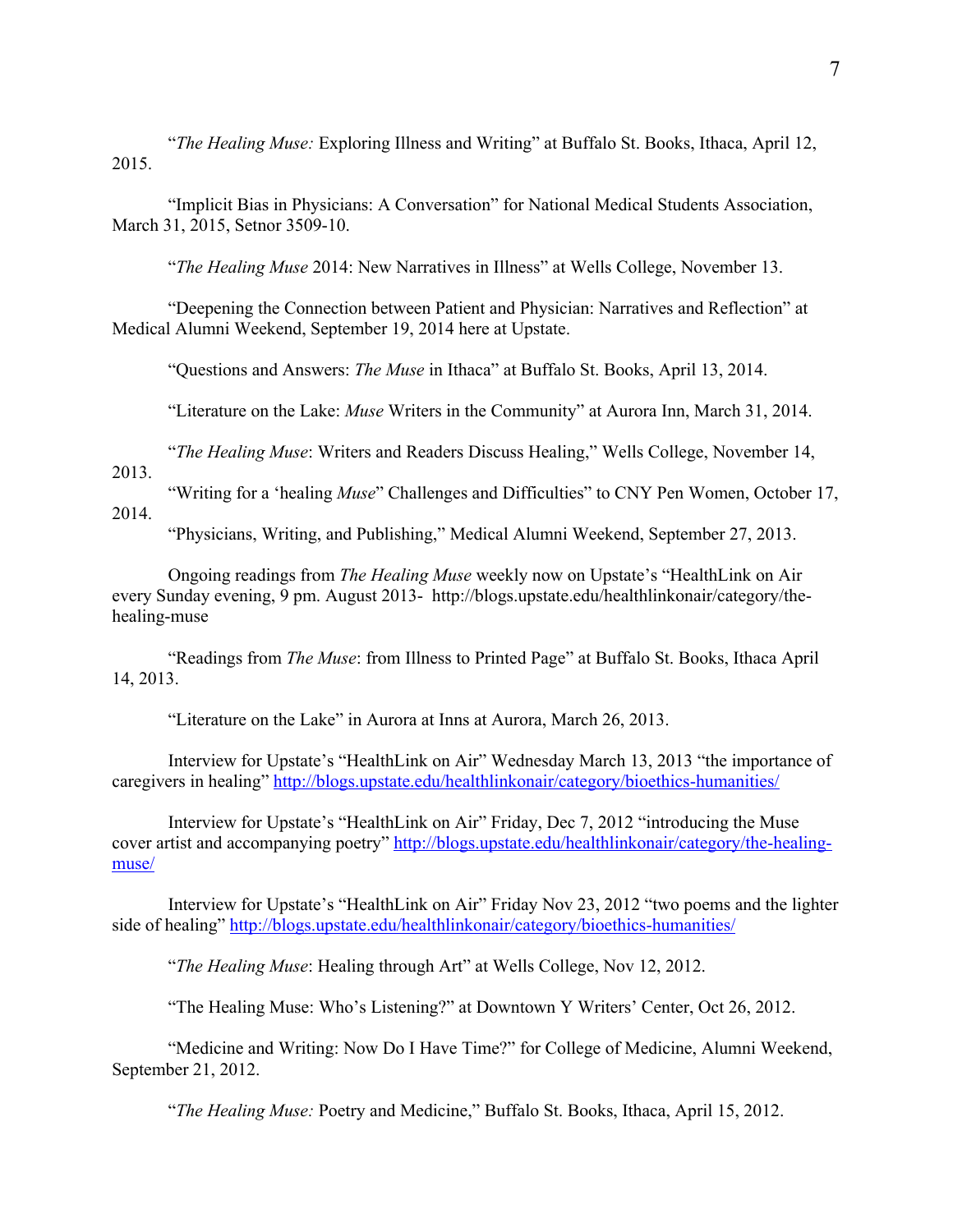"*The Healing Muse:* Exploring Illness and Writing" at Buffalo St. Books, Ithaca, April 12, 2015.

"Implicit Bias in Physicians: A Conversation" for National Medical Students Association, March 31, 2015, Setnor 3509-10.

"*The Healing Muse* 2014: New Narratives in Illness" at Wells College, November 13.

"Deepening the Connection between Patient and Physician: Narratives and Reflection" at Medical Alumni Weekend, September 19, 2014 here at Upstate.

"Questions and Answers: *The Muse* in Ithaca" at Buffalo St. Books, April 13, 2014.

"Literature on the Lake: *Muse* Writers in the Community" at Aurora Inn, March 31, 2014.

"*The Healing Muse*: Writers and Readers Discuss Healing," Wells College, November 14, 2013.

"Writing for a 'healing *Muse*" Challenges and Difficulties" to CNY Pen Women, October 17, 2014.

"Physicians, Writing, and Publishing," Medical Alumni Weekend, September 27, 2013.

Ongoing readings from *The Healing Muse* weekly now on Upstate's "HealthLink on Air every Sunday evening, 9 pm. August 2013- http://blogs.upstate.edu/healthlinkonair/category/the-healing-muse

"Readings from *The Muse*: from Illness to Printed Page" at Buffalo St. Books, Ithaca April 14, 2013.

"Literature on the Lake" in Aurora at Inns at Aurora, March 26, 2013.

Interview for Upstate's "HealthLink on Air" Wednesday March 13, 2013 "the importance of caregivers in healing" http://blogs.upstate.edu/healthlinkonair/category/bioethics-humanities/

Interview for Upstate's "HealthLink on Air" Friday, Dec 7, 2012 "introducing the Muse cover artist and accompanying poetry" http://blogs.upstate.edu/healthlinkonair/category/the-healing-muse/

Interview for Upstate's "HealthLink on Air" Friday Nov 23, 2012 "two poems and the lighter side of healing" http://blogs.upstate.edu/healthlinkonair/category/bioethics-humanities/

"*The Healing Muse*: Healing through Art" at Wells College, Nov 12, 2012.

"The Healing Muse: Who's Listening?" at Downtown Y Writers' Center, Oct 26, 2012.

"Medicine and Writing: Now Do I Have Time?" for College of Medicine, Alumni Weekend, September 21, 2012.

"*The Healing Muse:* Poetry and Medicine," Buffalo St. Books, Ithaca, April 15, 2012.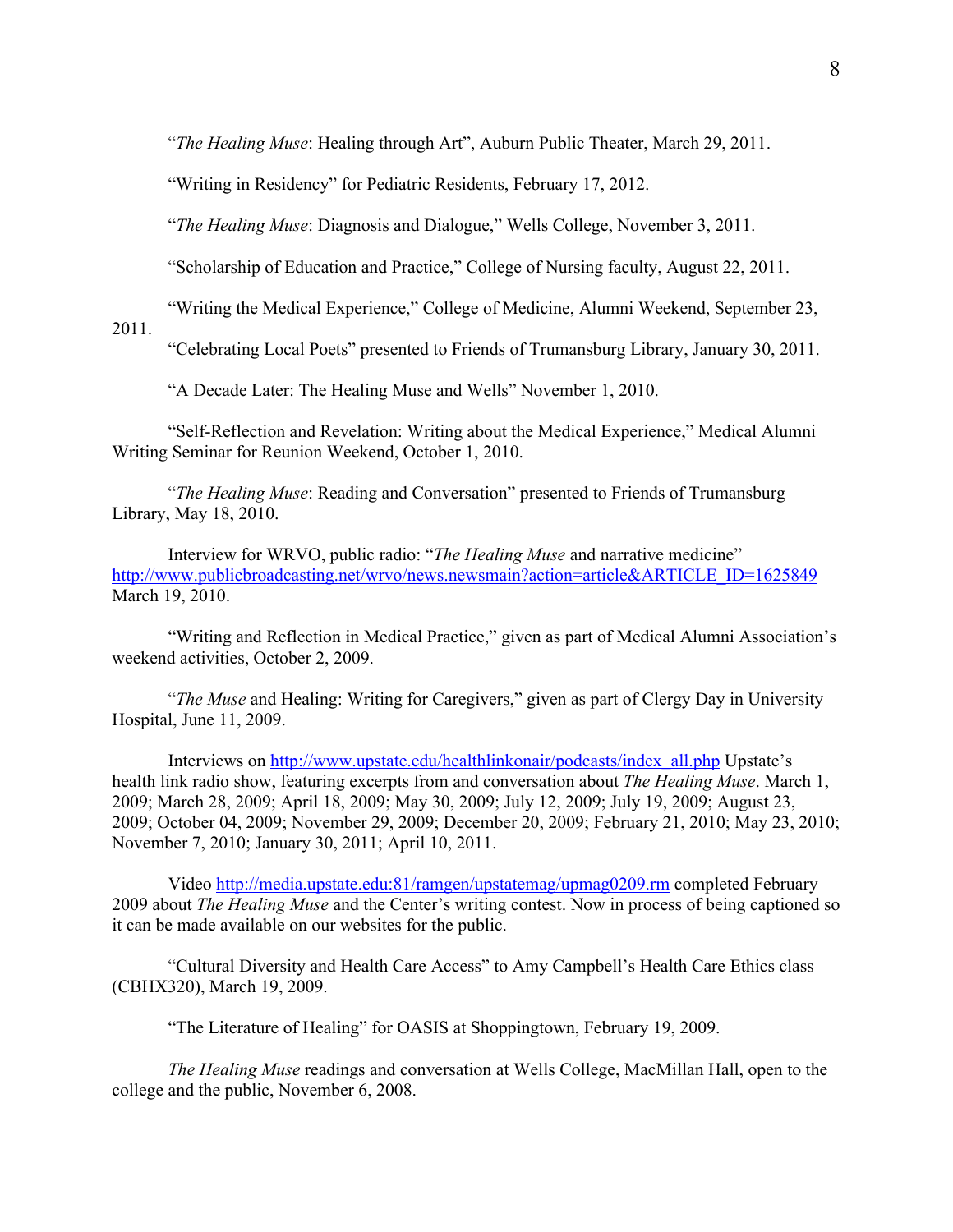"*The Healing Muse*: Healing through Art", Auburn Public Theater, March 29, 2011.

"Writing in Residency" for Pediatric Residents, February 17, 2012.

"*The Healing Muse*: Diagnosis and Dialogue," Wells College, November 3, 2011.

"Scholarship of Education and Practice," College of Nursing faculty, August 22, 2011.

"Writing the Medical Experience," College of Medicine, Alumni Weekend, September 23, 2011.

"Celebrating Local Poets" presented to Friends of Trumansburg Library, January 30, 2011.

"A Decade Later: The Healing Muse and Wells" November 1, 2010.

"Self-Reflection and Revelation: Writing about the Medical Experience," Medical Alumni Writing Seminar for Reunion Weekend, October 1, 2010.

"*The Healing Muse*: Reading and Conversation" presented to Friends of Trumansburg Library, May 18, 2010.

Interview for WRVO, public radio: "*The Healing Muse* and narrative medicine" http://www.publicbroadcasting.net/wrvo/news.newsmain?action=article&ARTICLE_ID=1625849 March 19, 2010.

"Writing and Reflection in Medical Practice," given as part of Medical Alumni Association's weekend activities, October 2, 2009.

"*The Muse* and Healing: Writing for Caregivers," given as part of Clergy Day in University Hospital, June 11, 2009.

Interviews on http://www.upstate.edu/healthlinkonair/podcasts/index_all.php Upstate's health link radio show, featuring excerpts from and conversation about *The Healing Muse*. March 1, 2009; March 28, 2009; April 18, 2009; May 30, 2009; July 12, 2009; July 19, 2009; August 23, 2009; October 04, 2009; November 29, 2009; December 20, 2009; February 21, 2010; May 23, 2010; November 7, 2010; January 30, 2011; April 10, 2011.

Video http://media.upstate.edu:81/ramgen/upstatemag/upmag0209.rm completed February 2009 about *The Healing Muse* and the Center's writing contest. Now in process of being captioned so it can be made available on our websites for the public.

"Cultural Diversity and Health Care Access" to Amy Campbell's Health Care Ethics class (CBHX320), March 19, 2009.

"The Literature of Healing" for OASIS at Shoppingtown, February 19, 2009.

*The Healing Muse* readings and conversation at Wells College, MacMillan Hall, open to the college and the public, November 6, 2008.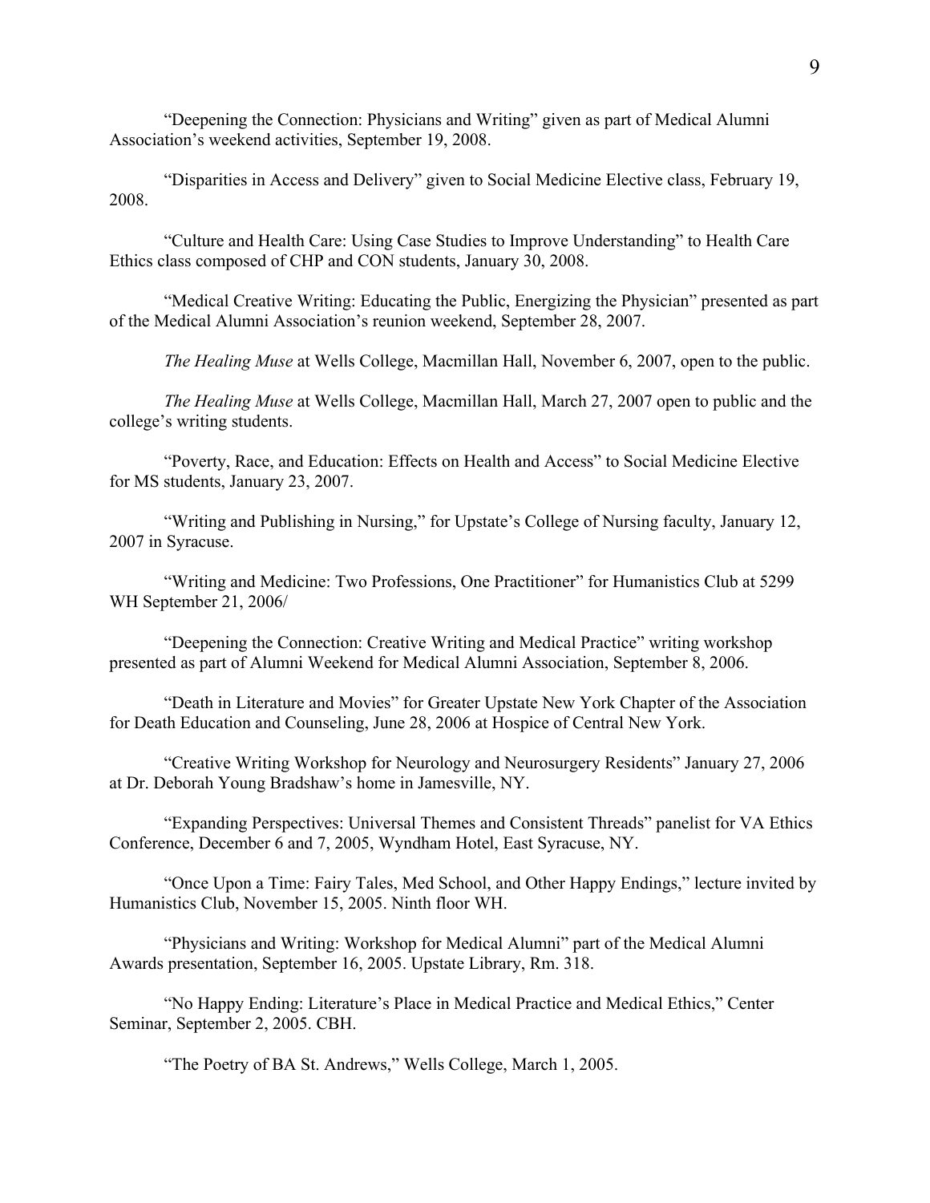“Deepening the Connection: Physicians and Writing” given as part of Medical Alumni Association’s weekend activities, September 19, 2008.

“Disparities in Access and Delivery” given to Social Medicine Elective class, February 19, 2008.

“Culture and Health Care: Using Case Studies to Improve Understanding” to Health Care Ethics class composed of CHP and CON students, January 30, 2008.

“Medical Creative Writing: Educating the Public, Energizing the Physician” presented as part of the Medical Alumni Association’s reunion weekend, September 28, 2007.

*The Healing Muse* at Wells College, Macmillan Hall, November 6, 2007, open to the public.

*The Healing Muse* at Wells College, Macmillan Hall, March 27, 2007 open to public and the college’s writing students.

“Poverty, Race, and Education: Effects on Health and Access” to Social Medicine Elective for MS students, January 23, 2007.

“Writing and Publishing in Nursing,” for Upstate’s College of Nursing faculty, January 12, 2007 in Syracuse.

“Writing and Medicine: Two Professions, One Practitioner” for Humanistics Club at 5299 WH September 21, 2006/

“Deepening the Connection: Creative Writing and Medical Practice” writing workshop presented as part of Alumni Weekend for Medical Alumni Association, September 8, 2006.

“Death in Literature and Movies” for Greater Upstate New York Chapter of the Association for Death Education and Counseling, June 28, 2006 at Hospice of Central New York.

“Creative Writing Workshop for Neurology and Neurosurgery Residents” January 27, 2006 at Dr. Deborah Young Bradshaw’s home in Jamesville, NY.

“Expanding Perspectives: Universal Themes and Consistent Threads” panelist for VA Ethics Conference, December 6 and 7, 2005, Wyndham Hotel, East Syracuse, NY.

“Once Upon a Time: Fairy Tales, Med School, and Other Happy Endings,” lecture invited by Humanistics Club, November 15, 2005. Ninth floor WH.

“Physicians and Writing: Workshop for Medical Alumni” part of the Medical Alumni Awards presentation, September 16, 2005. Upstate Library, Rm. 318.

“No Happy Ending: Literature’s Place in Medical Practice and Medical Ethics,” Center Seminar, September 2, 2005. CBH.

“The Poetry of BA St. Andrews,” Wells College, March 1, 2005.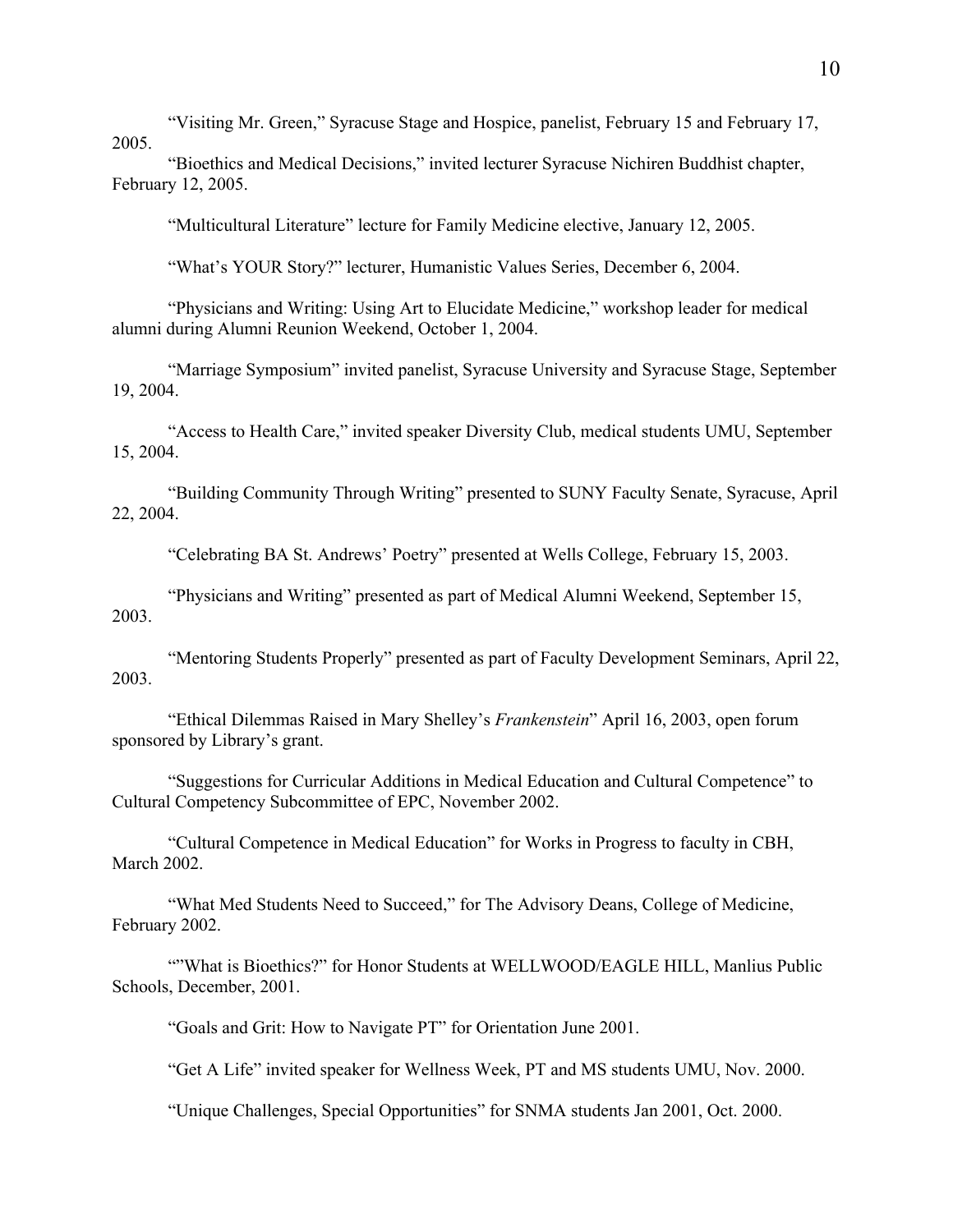"Visiting Mr. Green," Syracuse Stage and Hospice, panelist, February 15 and February 17, 2005.

"Bioethics and Medical Decisions," invited lecturer Syracuse Nichiren Buddhist chapter, February 12, 2005.

"Multicultural Literature" lecture for Family Medicine elective, January 12, 2005.

"What's YOUR Story?" lecturer, Humanistic Values Series, December 6, 2004.

"Physicians and Writing: Using Art to Elucidate Medicine," workshop leader for medical alumni during Alumni Reunion Weekend, October 1, 2004.

"Marriage Symposium" invited panelist, Syracuse University and Syracuse Stage, September 19, 2004.

"Access to Health Care," invited speaker Diversity Club, medical students UMU, September 15, 2004.

"Building Community Through Writing" presented to SUNY Faculty Senate, Syracuse, April 22, 2004.

"Celebrating BA St. Andrews' Poetry" presented at Wells College, February 15, 2003.

"Physicians and Writing" presented as part of Medical Alumni Weekend, September 15, 2003.

"Mentoring Students Properly" presented as part of Faculty Development Seminars, April 22, 2003.

"Ethical Dilemmas Raised in Mary Shelley's *Frankenstein*" April 16, 2003, open forum sponsored by Library's grant.

"Suggestions for Curricular Additions in Medical Education and Cultural Competence" to Cultural Competency Subcommittee of EPC, November 2002.

"Cultural Competence in Medical Education" for Works in Progress to faculty in CBH, March 2002.

"What Med Students Need to Succeed," for The Advisory Deans, College of Medicine, February 2002.

""What is Bioethics?" for Honor Students at WELLWOOD/EAGLE HILL, Manlius Public Schools, December, 2001.

"Goals and Grit: How to Navigate PT" for Orientation June 2001.

"Get A Life" invited speaker for Wellness Week, PT and MS students UMU, Nov. 2000.

"Unique Challenges, Special Opportunities" for SNMA students Jan 2001, Oct. 2000.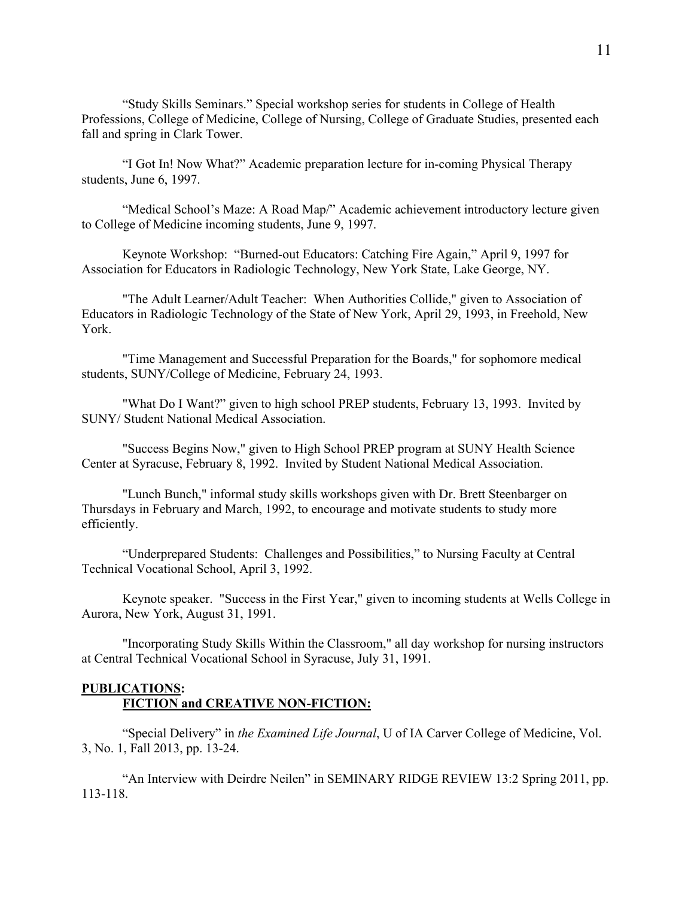"Study Skills Seminars." Special workshop series for students in College of Health Professions, College of Medicine, College of Nursing, College of Graduate Studies, presented each fall and spring in Clark Tower.

"I Got In! Now What?" Academic preparation lecture for in-coming Physical Therapy students, June 6, 1997.

"Medical School's Maze: A Road Map/" Academic achievement introductory lecture given to College of Medicine incoming students, June 9, 1997.

Keynote Workshop: "Burned-out Educators: Catching Fire Again," April 9, 1997 for Association for Educators in Radiologic Technology, New York State, Lake George, NY.

"The Adult Learner/Adult Teacher: When Authorities Collide," given to Association of Educators in Radiologic Technology of the State of New York, April 29, 1993, in Freehold, New York.

"Time Management and Successful Preparation for the Boards," for sophomore medical students, SUNY/College of Medicine, February 24, 1993.

"What Do I Want?" given to high school PREP students, February 13, 1993. Invited by SUNY/ Student National Medical Association.

"Success Begins Now," given to High School PREP program at SUNY Health Science Center at Syracuse, February 8, 1992. Invited by Student National Medical Association.

"Lunch Bunch," informal study skills workshops given with Dr. Brett Steenbarger on Thursdays in February and March, 1992, to encourage and motivate students to study more efficiently.

"Underprepared Students: Challenges and Possibilities," to Nursing Faculty at Central Technical Vocational School, April 3, 1992.

Keynote speaker. "Success in the First Year," given to incoming students at Wells College in Aurora, New York, August 31, 1991.

"Incorporating Study Skills Within the Classroom," all day workshop for nursing instructors at Central Technical Vocational School in Syracuse, July 31, 1991.

## PUBLICATIONS:

### FICTION and CREATIVE NON-FICTION:

"Special Delivery" in *the Examined Life Journal*, U of IA Carver College of Medicine, Vol. 3, No. 1, Fall 2013, pp. 13-24.

"An Interview with Deirdre Neilen" in SEMINARY RIDGE REVIEW 13:2 Spring 2011, pp. 113-118.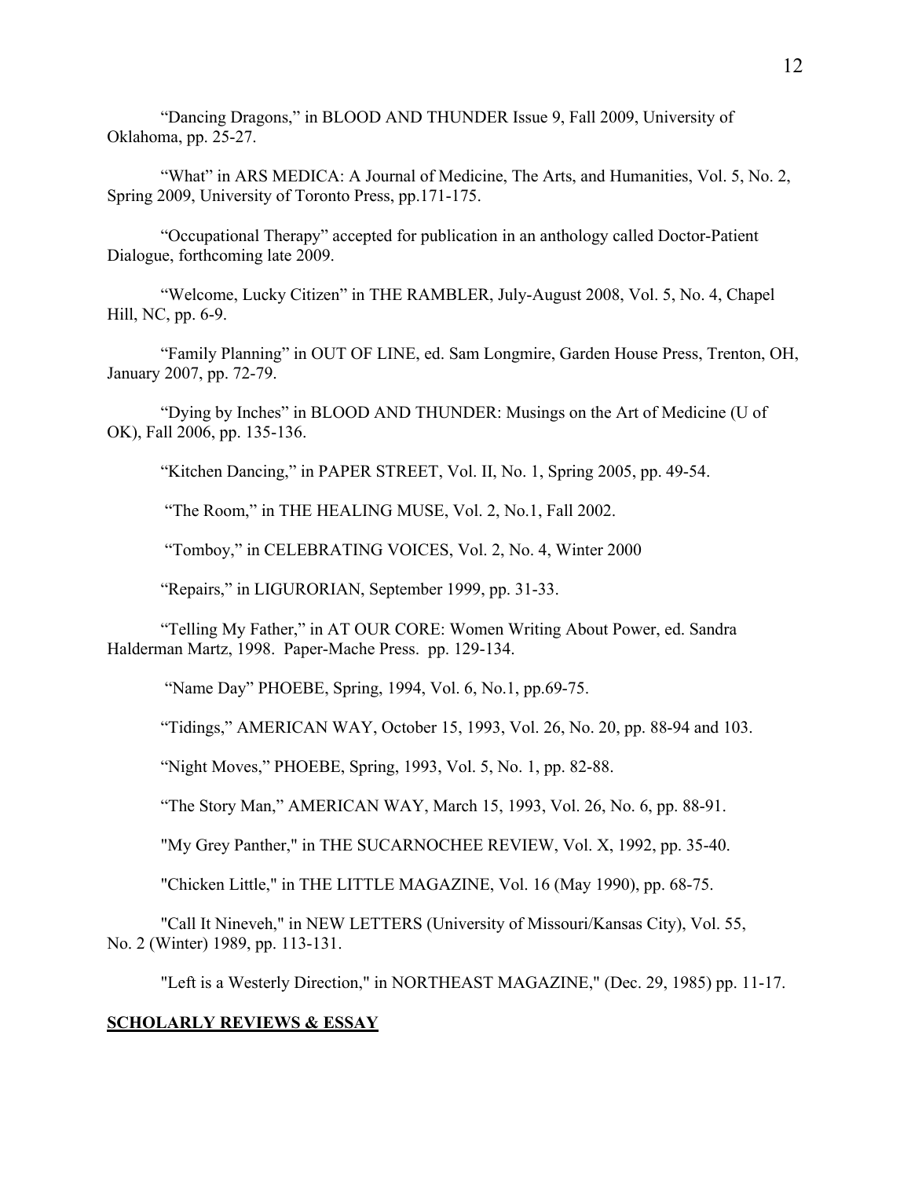"Dancing Dragons," in BLOOD AND THUNDER Issue 9, Fall 2009, University of Oklahoma, pp. 25-27.

"What" in ARS MEDICA: A Journal of Medicine, The Arts, and Humanities, Vol. 5, No. 2, Spring 2009, University of Toronto Press, pp.171-175.

"Occupational Therapy" accepted for publication in an anthology called Doctor-Patient Dialogue, forthcoming late 2009.

"Welcome, Lucky Citizen" in THE RAMBLER, July-August 2008, Vol. 5, No. 4, Chapel Hill, NC, pp. 6-9.

"Family Planning" in OUT OF LINE, ed. Sam Longmire, Garden House Press, Trenton, OH, January 2007, pp. 72-79.

"Dying by Inches" in BLOOD AND THUNDER: Musings on the Art of Medicine (U of OK), Fall 2006, pp. 135-136.

"Kitchen Dancing," in PAPER STREET, Vol. II, No. 1, Spring 2005, pp. 49-54.

"The Room," in THE HEALING MUSE, Vol. 2, No.1, Fall 2002.

"Tomboy," in CELEBRATING VOICES, Vol. 2, No. 4, Winter 2000

"Repairs," in LIGURORIAN, September 1999, pp. 31-33.

"Telling My Father," in AT OUR CORE: Women Writing About Power, ed. Sandra Halderman Martz, 1998. Paper-Mache Press. pp. 129-134.

"Name Day" PHOEBE, Spring, 1994, Vol. 6, No.1, pp.69-75.

"Tidings," AMERICAN WAY, October 15, 1993, Vol. 26, No. 20, pp. 88-94 and 103.

"Night Moves," PHOEBE, Spring, 1993, Vol. 5, No. 1, pp. 82-88.

"The Story Man," AMERICAN WAY, March 15, 1993, Vol. 26, No. 6, pp. 88-91.

"My Grey Panther," in THE SUCARNOCHEE REVIEW, Vol. X, 1992, pp. 35-40.

"Chicken Little," in THE LITTLE MAGAZINE, Vol. 16 (May 1990), pp. 68-75.

"Call It Nineveh," in NEW LETTERS (University of Missouri/Kansas City), Vol. 55, No. 2 (Winter) 1989, pp. 113-131.

"Left is a Westerly Direction," in NORTHEAST MAGAZINE," (Dec. 29, 1985) pp. 11-17.

**SCHOLARLY REVIEWS & ESSAY**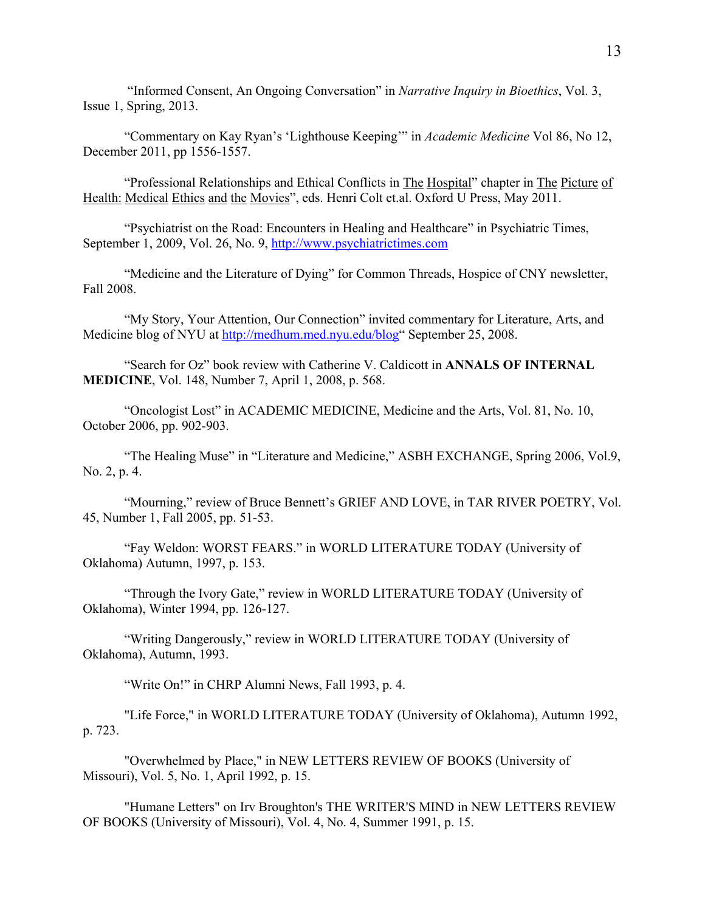"Informed Consent, An Ongoing Conversation" in *Narrative Inquiry in Bioethics*, Vol. 3, Issue 1, Spring, 2013.

"Commentary on Kay Ryan's 'Lighthouse Keeping'" in *Academic Medicine* Vol 86, No 12, December 2011, pp 1556-1557.

"Professional Relationships and Ethical Conflicts in The Hospital" chapter in The Picture of Health: Medical Ethics and the Movies", eds. Henri Colt et.al. Oxford U Press, May 2011.

"Psychiatrist on the Road: Encounters in Healing and Healthcare" in Psychiatric Times, September 1, 2009, Vol. 26, No. 9, http://www.psychiatrictimes.com

"Medicine and the Literature of Dying" for Common Threads, Hospice of CNY newsletter, Fall 2008.

"My Story, Your Attention, Our Connection" invited commentary for Literature, Arts, and Medicine blog of NYU at http://medhum.med.nyu.edu/blog" September 25, 2008.

"Search for Oz" book review with Catherine V. Caldicott in **ANNALS OF INTERNAL MEDICINE**, Vol. 148, Number 7, April 1, 2008, p. 568.

"Oncologist Lost" in ACADEMIC MEDICINE, Medicine and the Arts, Vol. 81, No. 10, October 2006, pp. 902-903.

"The Healing Muse" in "Literature and Medicine," ASBH EXCHANGE, Spring 2006, Vol.9, No. 2, p. 4.

"Mourning," review of Bruce Bennett's GRIEF AND LOVE, in TAR RIVER POETRY, Vol. 45, Number 1, Fall 2005, pp. 51-53.

"Fay Weldon: WORST FEARS." in WORLD LITERATURE TODAY (University of Oklahoma) Autumn, 1997, p. 153.

"Through the Ivory Gate," review in WORLD LITERATURE TODAY (University of Oklahoma), Winter 1994, pp. 126-127.

"Writing Dangerously," review in WORLD LITERATURE TODAY (University of Oklahoma), Autumn, 1993.

"Write On!" in CHRP Alumni News, Fall 1993, p. 4.

"Life Force," in WORLD LITERATURE TODAY (University of Oklahoma), Autumn 1992, p. 723.

"Overwhelmed by Place," in NEW LETTERS REVIEW OF BOOKS (University of Missouri), Vol. 5, No. 1, April 1992, p. 15.

"Humane Letters" on Irv Broughton's THE WRITER'S MIND in NEW LETTERS REVIEW OF BOOKS (University of Missouri), Vol. 4, No. 4, Summer 1991, p. 15.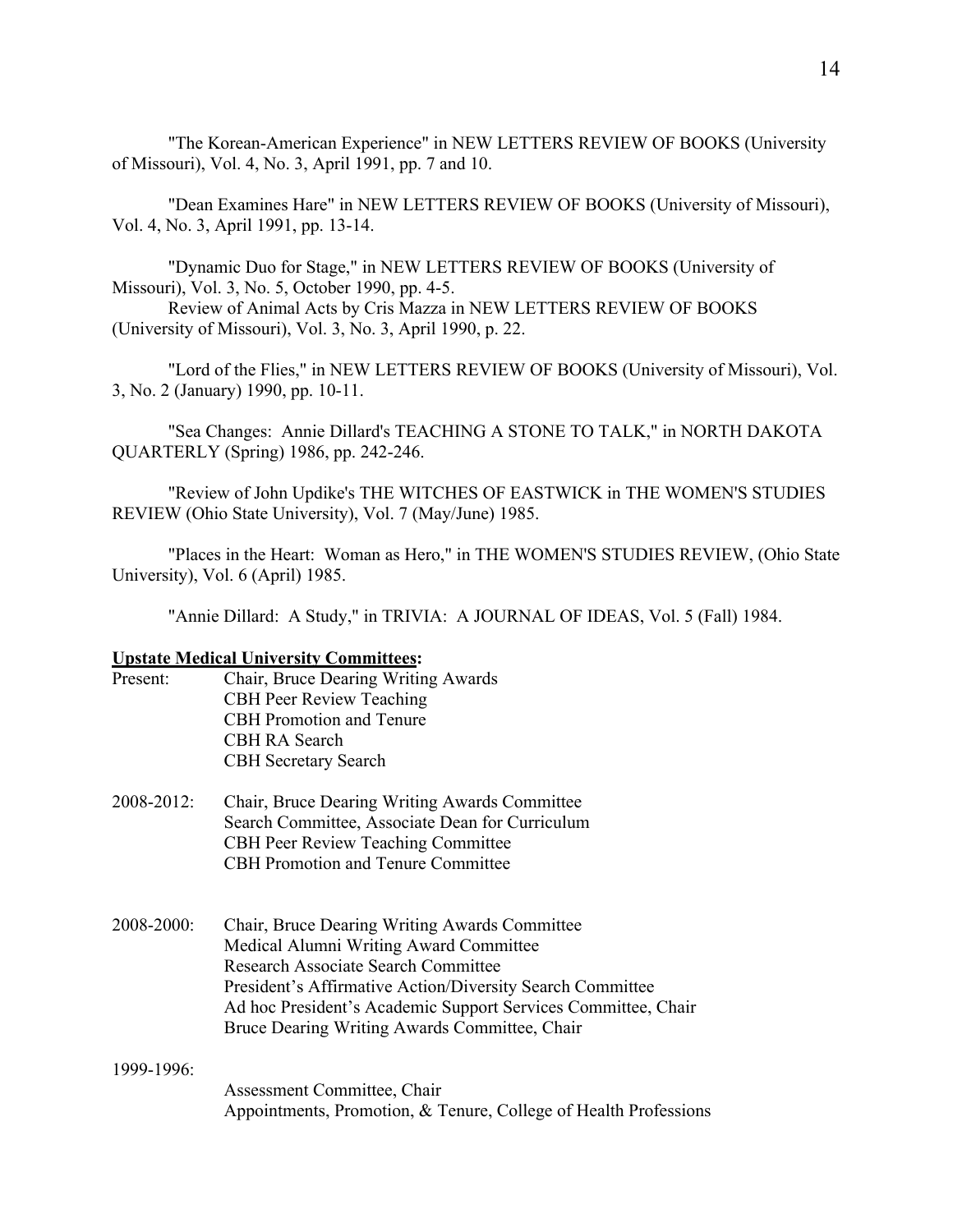"The Korean-American Experience" in NEW LETTERS REVIEW OF BOOKS (University of Missouri), Vol. 4, No. 3, April 1991, pp. 7 and 10.

"Dean Examines Hare" in NEW LETTERS REVIEW OF BOOKS (University of Missouri), Vol. 4, No. 3, April 1991, pp. 13-14.

"Dynamic Duo for Stage," in NEW LETTERS REVIEW OF BOOKS (University of Missouri), Vol. 3, No. 5, October 1990, pp. 4-5.

Review of Animal Acts by Cris Mazza in NEW LETTERS REVIEW OF BOOKS (University of Missouri), Vol. 3, No. 3, April 1990, p. 22.

"Lord of the Flies," in NEW LETTERS REVIEW OF BOOKS (University of Missouri), Vol. 3, No. 2 (January) 1990, pp. 10-11.

"Sea Changes: Annie Dillard's TEACHING A STONE TO TALK," in NORTH DAKOTA QUARTERLY (Spring) 1986, pp. 242-246.

"Review of John Updike's THE WITCHES OF EASTWICK in THE WOMEN'S STUDIES REVIEW (Ohio State University), Vol. 7 (May/June) 1985.

"Places in the Heart: Woman as Hero," in THE WOMEN'S STUDIES REVIEW, (Ohio State University), Vol. 6 (April) 1985.

"Annie Dillard: A Study," in TRIVIA: A JOURNAL OF IDEAS, Vol. 5 (Fall) 1984.

**Upstate Medical University Committees:**

Present:
- Chair, Bruce Dearing Writing Awards
- CBH Peer Review Teaching
- CBH Promotion and Tenure
- CBH RA Search
- CBH Secretary Search

2008-2012:
- Chair, Bruce Dearing Writing Awards Committee
- Search Committee, Associate Dean for Curriculum
- CBH Peer Review Teaching Committee
- CBH Promotion and Tenure Committee

2008-2000:
- Chair, Bruce Dearing Writing Awards Committee
- Medical Alumni Writing Award Committee
- Research Associate Search Committee
- President's Affirmative Action/Diversity Search Committee
- Ad hoc President's Academic Support Services Committee, Chair
- Bruce Dearing Writing Awards Committee, Chair

1999-1996:
- Assessment Committee, Chair
- Appointments, Promotion, & Tenure, College of Health Professions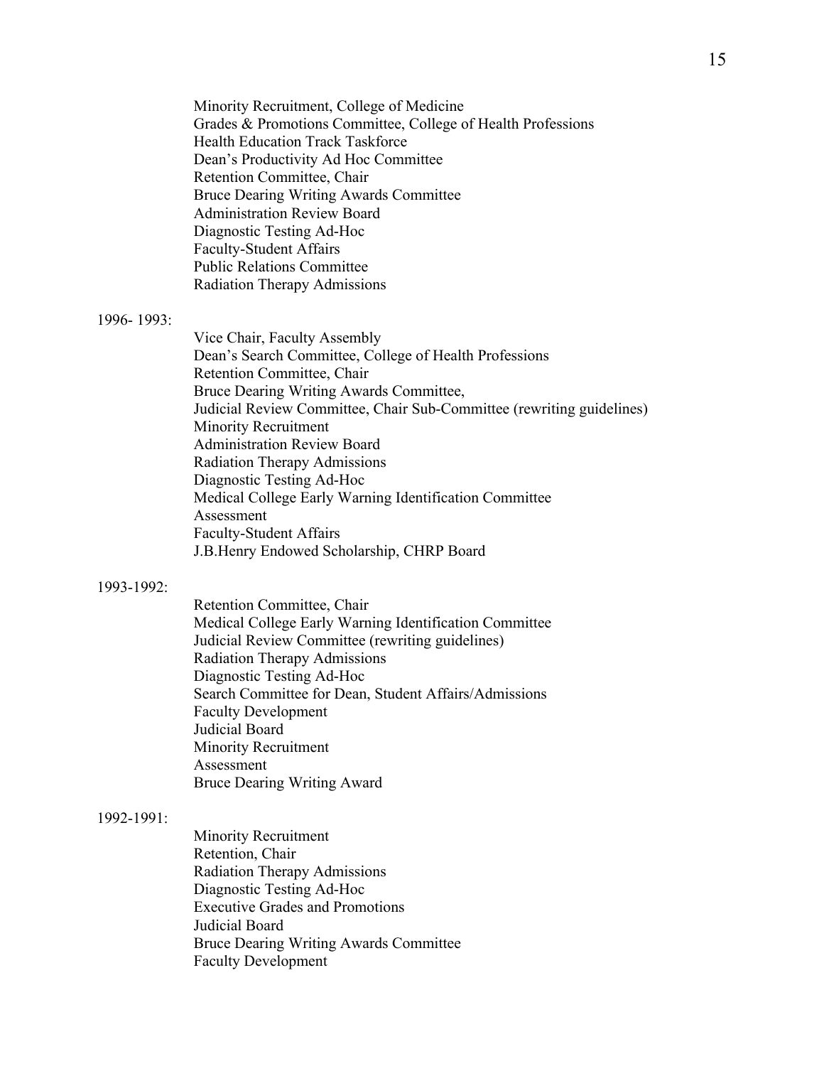Minority Recruitment, College of Medicine
Grades & Promotions Committee, College of Health Professions
Health Education Track Taskforce
Dean's Productivity Ad Hoc Committee
Retention Committee, Chair
Bruce Dearing Writing Awards Committee
Administration Review Board
Diagnostic Testing Ad-Hoc
Faculty-Student Affairs
Public Relations Committee
Radiation Therapy Admissions

1996- 1993:

Vice Chair, Faculty Assembly
Dean's Search Committee, College of Health Professions
Retention Committee, Chair
Bruce Dearing Writing Awards Committee,
Judicial Review Committee, Chair Sub-Committee (rewriting guidelines)
Minority Recruitment
Administration Review Board
Radiation Therapy Admissions
Diagnostic Testing Ad-Hoc
Medical College Early Warning Identification Committee
Assessment
Faculty-Student Affairs
J.B.Henry Endowed Scholarship, CHRP Board

1993-1992:

Retention Committee, Chair
Medical College Early Warning Identification Committee
Judicial Review Committee (rewriting guidelines)
Radiation Therapy Admissions
Diagnostic Testing Ad-Hoc
Search Committee for Dean, Student Affairs/Admissions
Faculty Development
Judicial Board
Minority Recruitment
Assessment
Bruce Dearing Writing Award

1992-1991:

Minority Recruitment
Retention, Chair
Radiation Therapy Admissions
Diagnostic Testing Ad-Hoc
Executive Grades and Promotions
Judicial Board
Bruce Dearing Writing Awards Committee
Faculty Development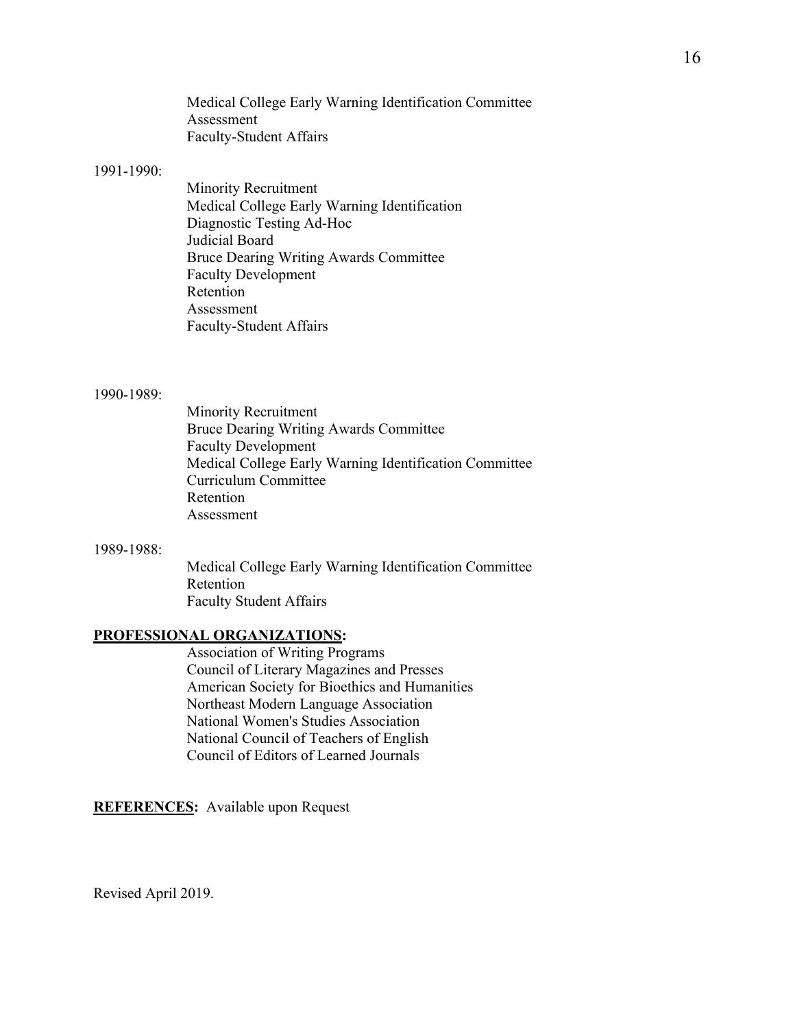Medical College Early Warning Identification Committee
Assessment
Faculty-Student Affairs

1991-1990:

Minority Recruitment
Medical College Early Warning Identification
Diagnostic Testing Ad-Hoc
Judicial Board
Bruce Dearing Writing Awards Committee
Faculty Development
Retention
Assessment
Faculty-Student Affairs

1990-1989:

Minority Recruitment
Bruce Dearing Writing Awards Committee
Faculty Development
Medical College Early Warning Identification Committee
Curriculum Committee
Retention
Assessment

1989-1988:

Medical College Early Warning Identification Committee
Retention
Faculty Student Affairs

**PROFESSIONAL ORGANIZATIONS:**

Association of Writing Programs
Council of Literary Magazines and Presses
American Society for Bioethics and Humanities
Northeast Modern Language Association
National Women's Studies Association
National Council of Teachers of English
Council of Editors of Learned Journals

**REFERENCES:** Available upon Request

Revised April 2019.